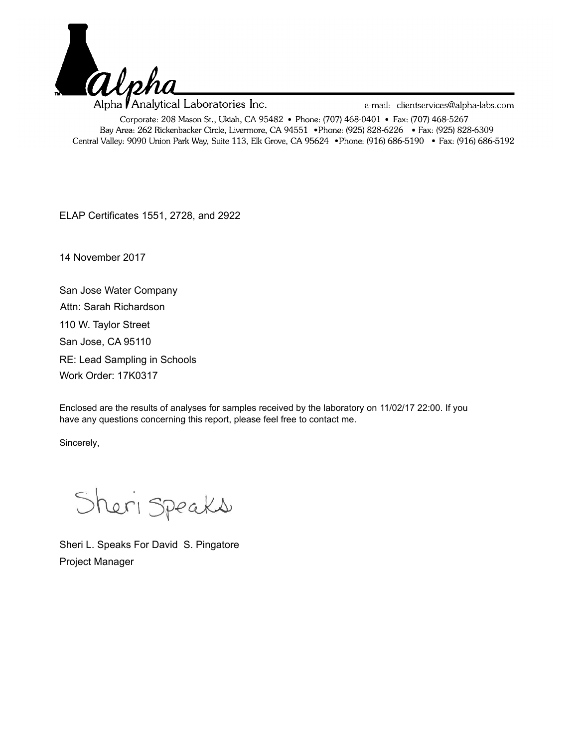Alpha Analytical Laboratories Inc.

e-mail: clientservices@alpha-labs.com

Corporate: 208 Mason St., Ukiah, CA 95482 • Phone: (707) 468-0401 • Fax: (707) 468-5267
Bay Area: 262 Rickenbacker Circle, Livermore, CA 94551 • Phone: (925) 828-6226 • Fax: (925) 828-6309
Central Valley: 9090 Union Park Way, Suite 113, Elk Grove, CA 95624 • Phone: (916) 686-5190 • Fax: (916) 686-5192

ELAP Certificates 1551, 2728, and 2922

14 November 2017

San Jose Water Company
Attn: Sarah Richardson
110 W. Taylor Street
San Jose, CA 95110
RE: Lead Sampling in Schools
Work Order: 17K0317

Enclosed are the results of analyses for samples received by the laboratory on 11/02/17 22:00. If you have any questions concerning this report, please feel free to contact me.

Sincerely,

Sheri Speaks

Sheri L. Speaks For David S. Pingatore
Project Manager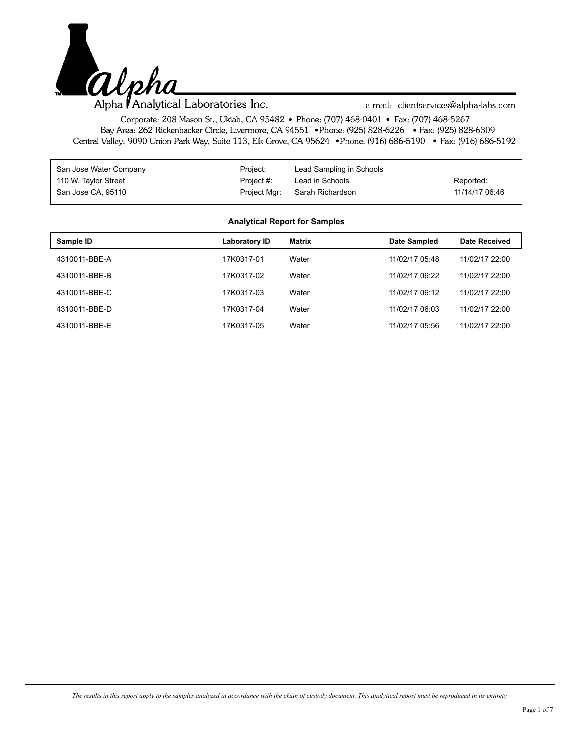Alpha Analytical Laboratories Inc.

e-mail: clientservices@alpha-labs.com

Corporate: 208 Mason St., Ukiah, CA 95482 • Phone: (707) 468-0401 • Fax: (707) 468-5267
Bay Area: 262 Rickenbacker Circle, Livermore, CA 94551 • Phone: (925) 828-6226 • Fax: (925) 828-6309
Central Valley: 9090 Union Park Way, Suite 113, Elk Grove, CA 95624 • Phone: (916) 686-5190 • Fax: (916) 686-5192

| | | | |
|---|---|---|---|
| San Jose Water Company | Project: | Lead Sampling in Schools | |
| 110 W. Taylor Street | Project #: | Lead in Schools | Reported: |
| San Jose CA, 95110 | Project Mgr: | Sarah Richardson | 11/14/17 06:46 |

## Analytical Report for Samples

| Sample ID | Laboratory ID | Matrix | Date Sampled | Date Received |
|---|---|---|---|---|
| 4310011-BBE-A | 17K0317-01 | Water | 11/02/17 05:48 | 11/02/17 22:00 |
| 4310011-BBE-B | 17K0317-02 | Water | 11/02/17 06:22 | 11/02/17 22:00 |
| 4310011-BBE-C | 17K0317-03 | Water | 11/02/17 06:12 | 11/02/17 22:00 |
| 4310011-BBE-D | 17K0317-04 | Water | 11/02/17 06:03 | 11/02/17 22:00 |
| 4310011-BBE-E | 17K0317-05 | Water | 11/02/17 05:56 | 11/02/17 22:00 |

*The results in this report apply to the samples analyzed in accordance with the chain of custody document. This analytical report must be reproduced in its entirety.*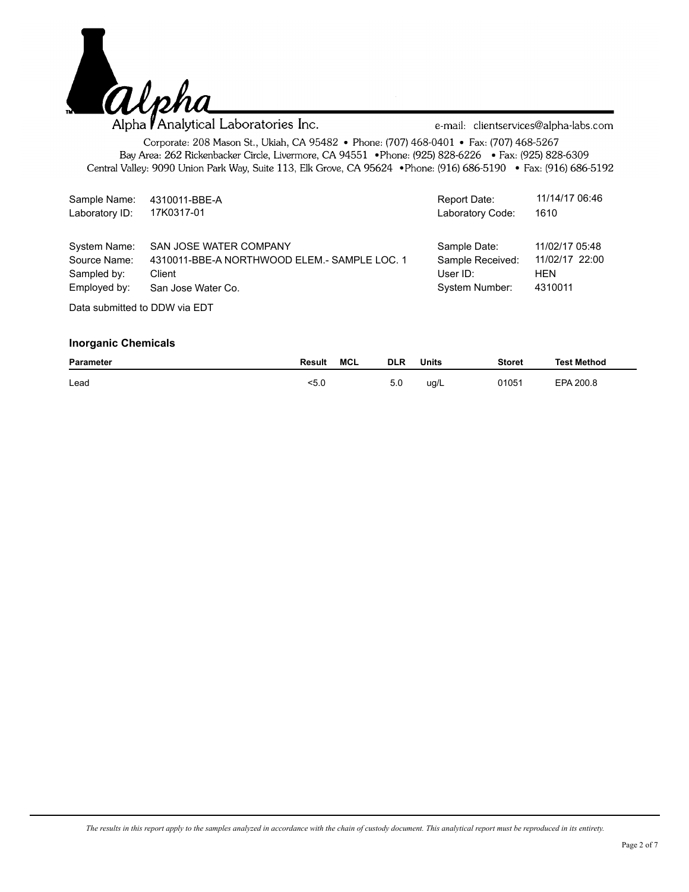Alpha Analytical Laboratories Inc.

e-mail: clientservices@alpha-labs.com

Corporate: 208 Mason St., Ukiah, CA 95482 • Phone: (707) 468-0401 • Fax: (707) 468-5267
Bay Area: 262 Rickenbacker Circle, Livermore, CA 94551 •Phone: (925) 828-6226 • Fax: (925) 828-6309
Central Valley: 9090 Union Park Way, Suite 113, Elk Grove, CA 95624 •Phone: (916) 686-5190 • Fax: (916) 686-5192

| | | | |
|---|---|---|---|
| Sample Name: | 4310011-BBE-A | Report Date: | 11/14/17 06:46 |
| Laboratory ID: | 17K0317-01 | Laboratory Code: | 1610 |
| System Name: | SAN JOSE WATER COMPANY | Sample Date: | 11/02/17 05:48 |
| Source Name: | 4310011-BBE-A NORTHWOOD ELEM.- SAMPLE LOC. 1 | Sample Received: | 11/02/17 22:00 |
| Sampled by: | Client | User ID: | HEN |
| Employed by: | San Jose Water Co. | System Number: | 4310011 |

Data submitted to DDW via EDT

### Inorganic Chemicals

| Parameter | Result | MCL | DLR | Units | Storet | Test Method |
|---|---|---|---|---|---|---|
| Lead | <5.0 | | 5.0 | ug/L | 01051 | EPA 200.8 |

*The results in this report apply to the samples analyzed in accordance with the chain of custody document. This analytical report must be reproduced in its entirety.*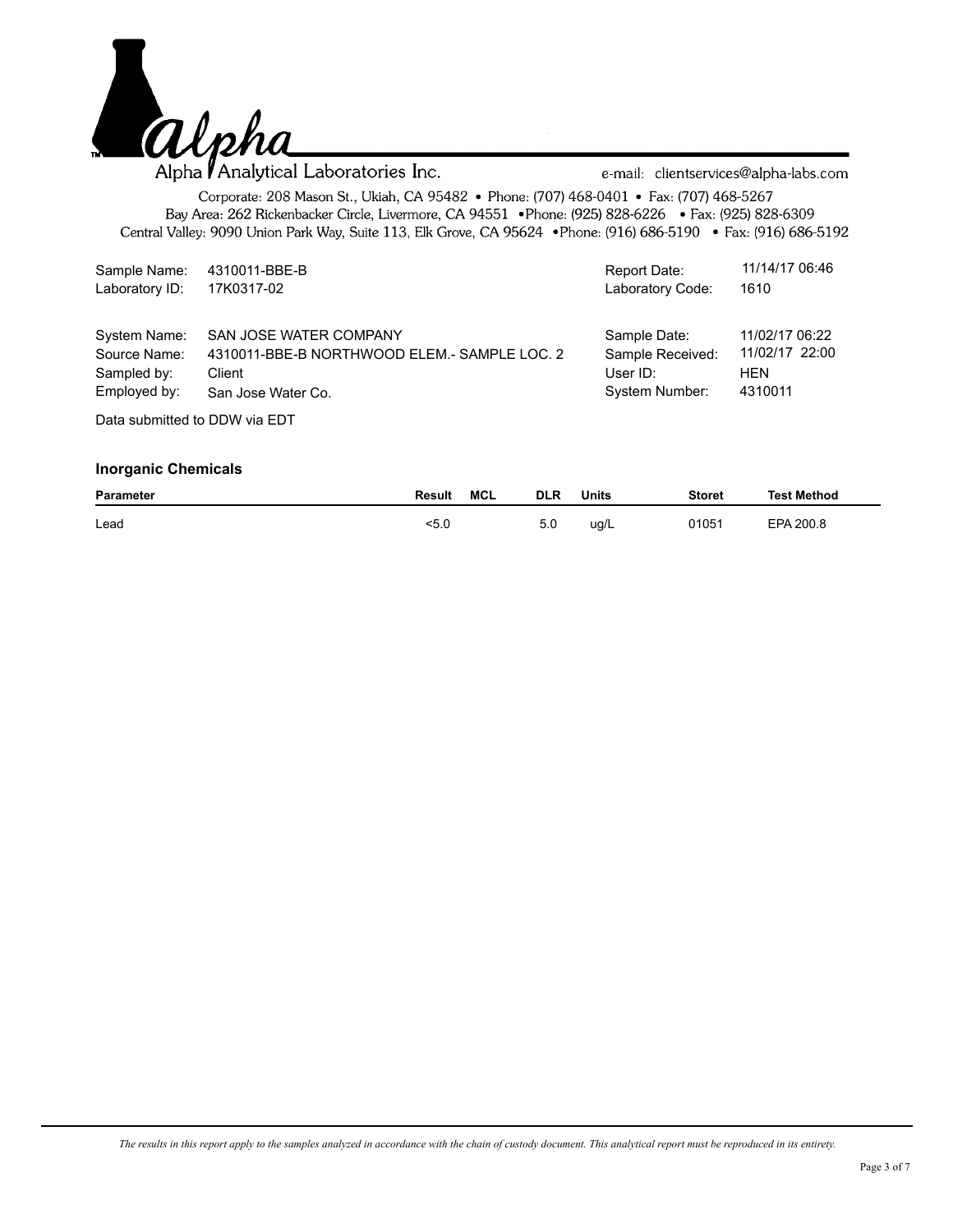Alpha Analytical Laboratories Inc.

e-mail: clientservices@alpha-labs.com

Corporate: 208 Mason St., Ukiah, CA 95482 • Phone: (707) 468-0401 • Fax: (707) 468-5267
Bay Area: 262 Rickenbacker Circle, Livermore, CA 94551 •Phone: (925) 828-6226 • Fax: (925) 828-6309
Central Valley: 9090 Union Park Way, Suite 113, Elk Grove, CA 95624 •Phone: (916) 686-5190 • Fax: (916) 686-5192

| | | | |
|---|---|---|---|
| Sample Name: | 4310011-BBE-B | Report Date: | 11/14/17 06:46 |
| Laboratory ID: | 17K0317-02 | Laboratory Code: | 1610 |
| System Name: | SAN JOSE WATER COMPANY | Sample Date: | 11/02/17 06:22 |
| Source Name: | 4310011-BBE-B NORTHWOOD ELEM.- SAMPLE LOC. 2 | Sample Received: | 11/02/17 22:00 |
| Sampled by: | Client | User ID: | HEN |
| Employed by: | San Jose Water Co. | System Number: | 4310011 |

Data submitted to DDW via EDT

### Inorganic Chemicals

| Parameter | Result | MCL | DLR | Units | Storet | Test Method |
|---|---|---|---|---|---|---|
| Lead | <5.0 | | 5.0 | ug/L | 01051 | EPA 200.8 |

*The results in this report apply to the samples analyzed in accordance with the chain of custody document. This analytical report must be reproduced in its entirety.*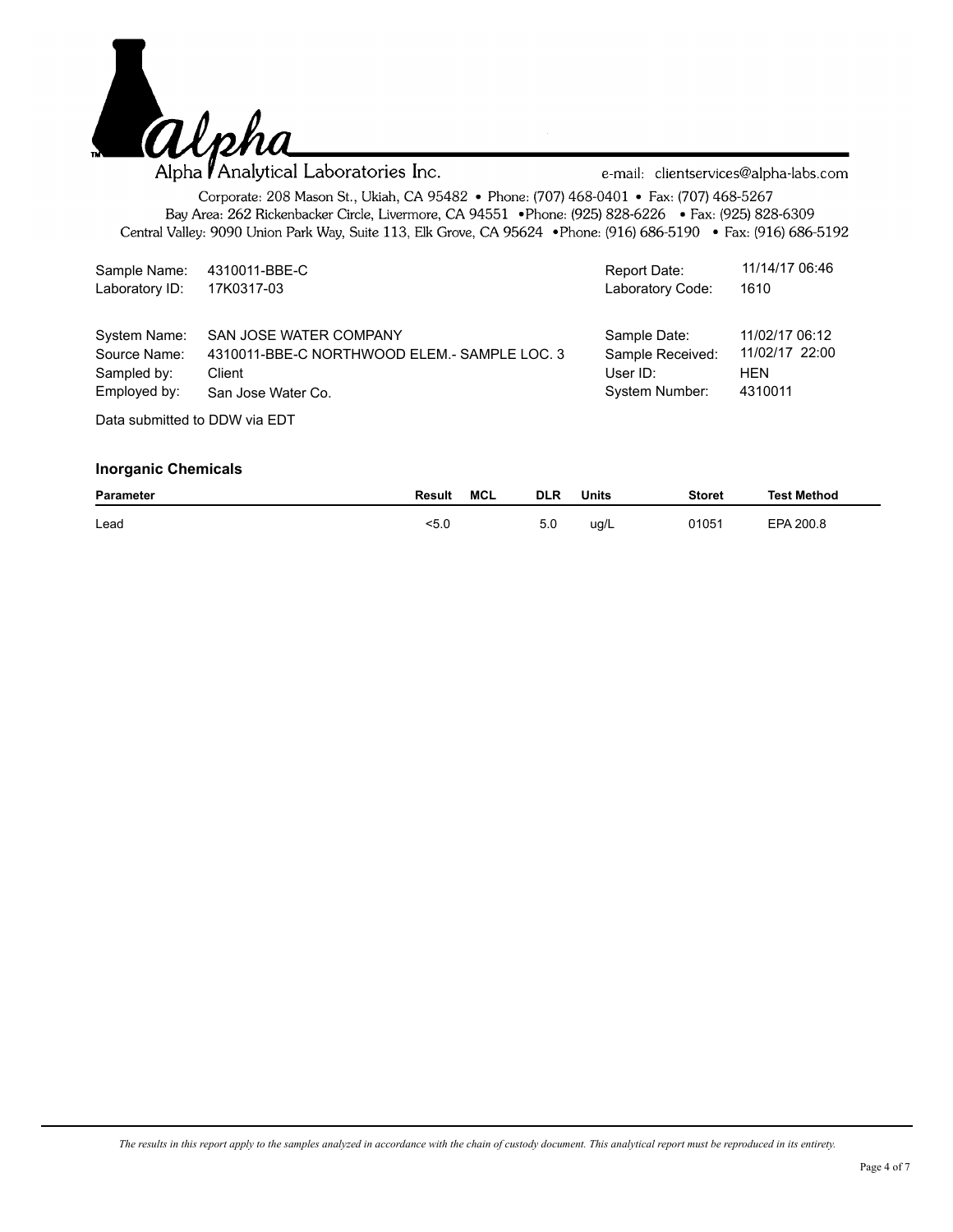# Alpha Analytical Laboratories Inc.

e-mail: clientservices@alpha-labs.com

Corporate: 208 Mason St., Ukiah, CA 95482 • Phone: (707) 468-0401 • Fax: (707) 468-5267
Bay Area: 262 Rickenbacker Circle, Livermore, CA 94551 • Phone: (925) 828-6226 • Fax: (925) 828-6309
Central Valley: 9090 Union Park Way, Suite 113, Elk Grove, CA 95624 • Phone: (916) 686-5190 • Fax: (916) 686-5192

| | | | |
|---|---|---|---|
| Sample Name: | 4310011-BBE-C | Report Date: | 11/14/17 06:46 |
| Laboratory ID: | 17K0317-03 | Laboratory Code: | 1610 |
| System Name: | SAN JOSE WATER COMPANY | Sample Date: | 11/02/17 06:12 |
| Source Name: | 4310011-BBE-C NORTHWOOD ELEM.- SAMPLE LOC. 3 | Sample Received: | 11/02/17 22:00 |
| Sampled by: | Client | User ID: | HEN |
| Employed by: | San Jose Water Co. | System Number: | 4310011 |

Data submitted to DDW via EDT

### Inorganic Chemicals

| Parameter | Result | MCL | DLR | Units | Storet | Test Method |
|---|---|---|---|---|---|---|
| Lead | <5.0 | | 5.0 | ug/L | 01051 | EPA 200.8 |

*The results in this report apply to the samples analyzed in accordance with the chain of custody document. This analytical report must be reproduced in its entirety.*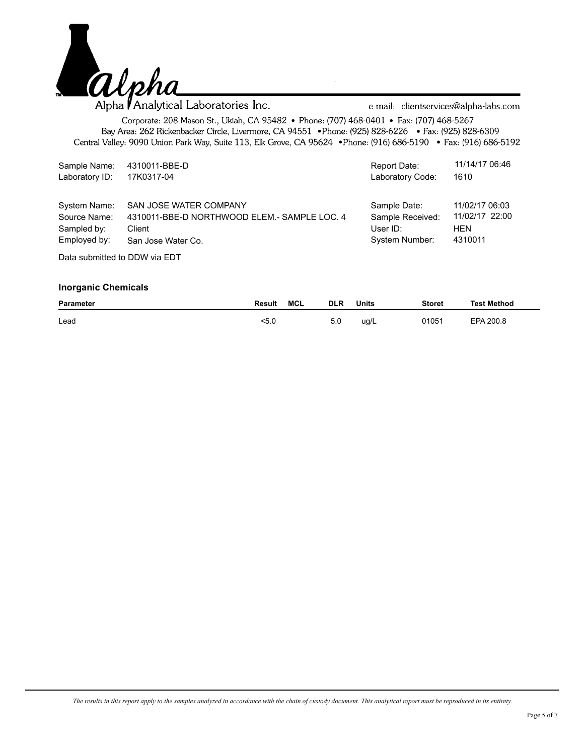Alpha Analytical Laboratories Inc.

e-mail: clientservices@alpha-labs.com

Corporate: 208 Mason St., Ukiah, CA 95482 • Phone: (707) 468-0401 • Fax: (707) 468-5267
Bay Area: 262 Rickenbacker Circle, Livermore, CA 94551 • Phone: (925) 828-6226 • Fax: (925) 828-6309
Central Valley: 9090 Union Park Way, Suite 113, Elk Grove, CA 95624 • Phone: (916) 686-5190 • Fax: (916) 686-5192

| | | | |
|---|---|---|---|
| Sample Name: | 4310011-BBE-D | Report Date: | 11/14/17 06:46 |
| Laboratory ID: | 17K0317-04 | Laboratory Code: | 1610 |
| System Name: | SAN JOSE WATER COMPANY | Sample Date: | 11/02/17 06:03 |
| Source Name: | 4310011-BBE-D NORTHWOOD ELEM.- SAMPLE LOC. 4 | Sample Received: | 11/02/17 22:00 |
| Sampled by: | Client | User ID: | HEN |
| Employed by: | San Jose Water Co. | System Number: | 4310011 |

Data submitted to DDW via EDT

### Inorganic Chemicals

| Parameter | Result | MCL | DLR | Units | Storet | Test Method |
|---|---|---|---|---|---|---|
| Lead | <5.0 | | 5.0 | ug/L | 01051 | EPA 200.8 |

*The results in this report apply to the samples analyzed in accordance with the chain of custody document. This analytical report must be reproduced in its entirety.*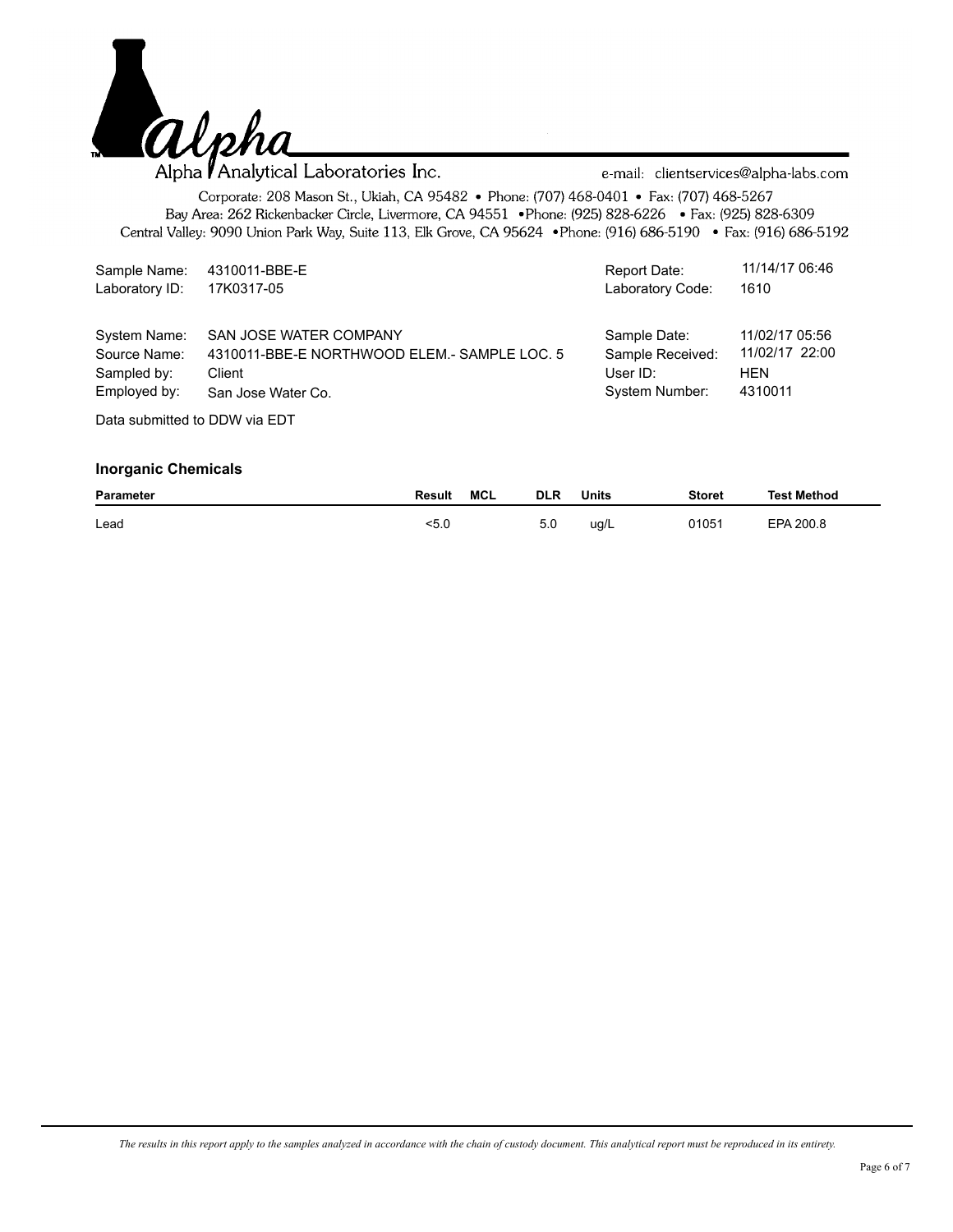Alpha Analytical Laboratories Inc.

e-mail: clientservices@alpha-labs.com

Corporate: 208 Mason St., Ukiah, CA 95482 • Phone: (707) 468-0401 • Fax: (707) 468-5267
Bay Area: 262 Rickenbacker Circle, Livermore, CA 94551 • Phone: (925) 828-6226 • Fax: (925) 828-6309
Central Valley: 9090 Union Park Way, Suite 113, Elk Grove, CA 95624 • Phone: (916) 686-5190 • Fax: (916) 686-5192

| | | | |
|---|---|---|---|
| Sample Name: | 4310011-BBE-E | Report Date: | 11/14/17 06:46 |
| Laboratory ID: | 17K0317-05 | Laboratory Code: | 1610 |
| System Name: | SAN JOSE WATER COMPANY | Sample Date: | 11/02/17 05:56 |
| Source Name: | 4310011-BBE-E NORTHWOOD ELEM.- SAMPLE LOC. 5 | Sample Received: | 11/02/17 22:00 |
| Sampled by: | Client | User ID: | HEN |
| Employed by: | San Jose Water Co. | System Number: | 4310011 |

Data submitted to DDW via EDT

### Inorganic Chemicals

| Parameter | Result | MCL | DLR | Units | Storet | Test Method |
|---|---|---|---|---|---|---|
| Lead | <5.0 | | 5.0 | ug/L | 01051 | EPA 200.8 |

*The results in this report apply to the samples analyzed in accordance with the chain of custody document. This analytical report must be reproduced in its entirety.*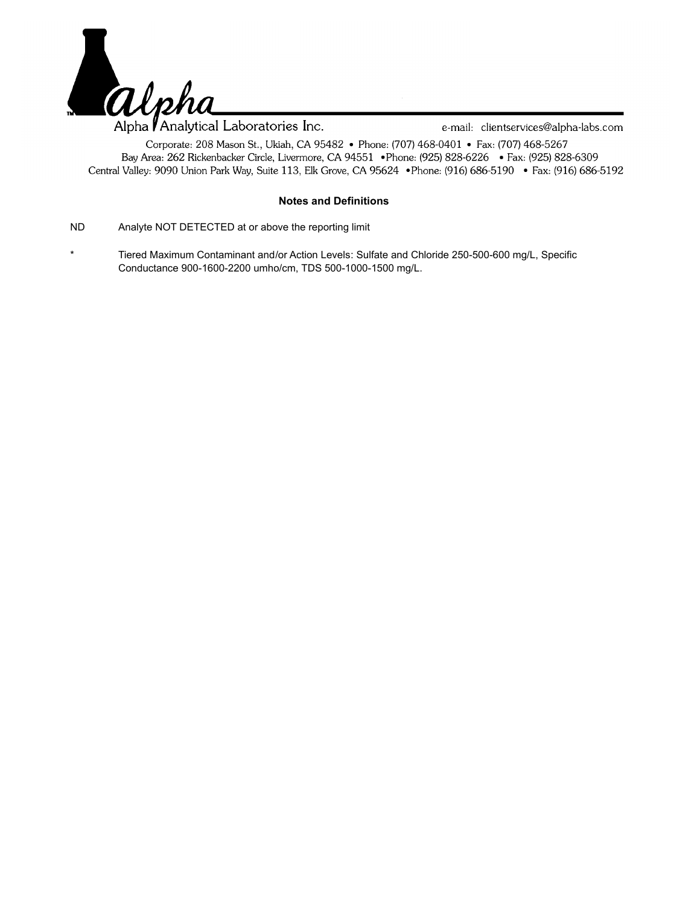Alpha Analytical Laboratories Inc.

e-mail: clientservices@alpha-labs.com

Corporate: 208 Mason St., Ukiah, CA 95482 • Phone: (707) 468-0401 • Fax: (707) 468-5267
Bay Area: 262 Rickenbacker Circle, Livermore, CA 94551 •Phone: (925) 828-6226 • Fax: (925) 828-6309
Central Valley: 9090 Union Park Way, Suite 113, Elk Grove, CA 95624 •Phone: (916) 686-5190 • Fax: (916) 686-5192

## Notes and Definitions

| | |
|---|---|
| ND | Analyte NOT DETECTED at or above the reporting limit |
| * | Tiered Maximum Contaminant and/or Action Levels: Sulfate and Chloride 250-500-600 mg/L, Specific Conductance 900-1600-2200 umho/cm, TDS 500-1000-1500 mg/L. |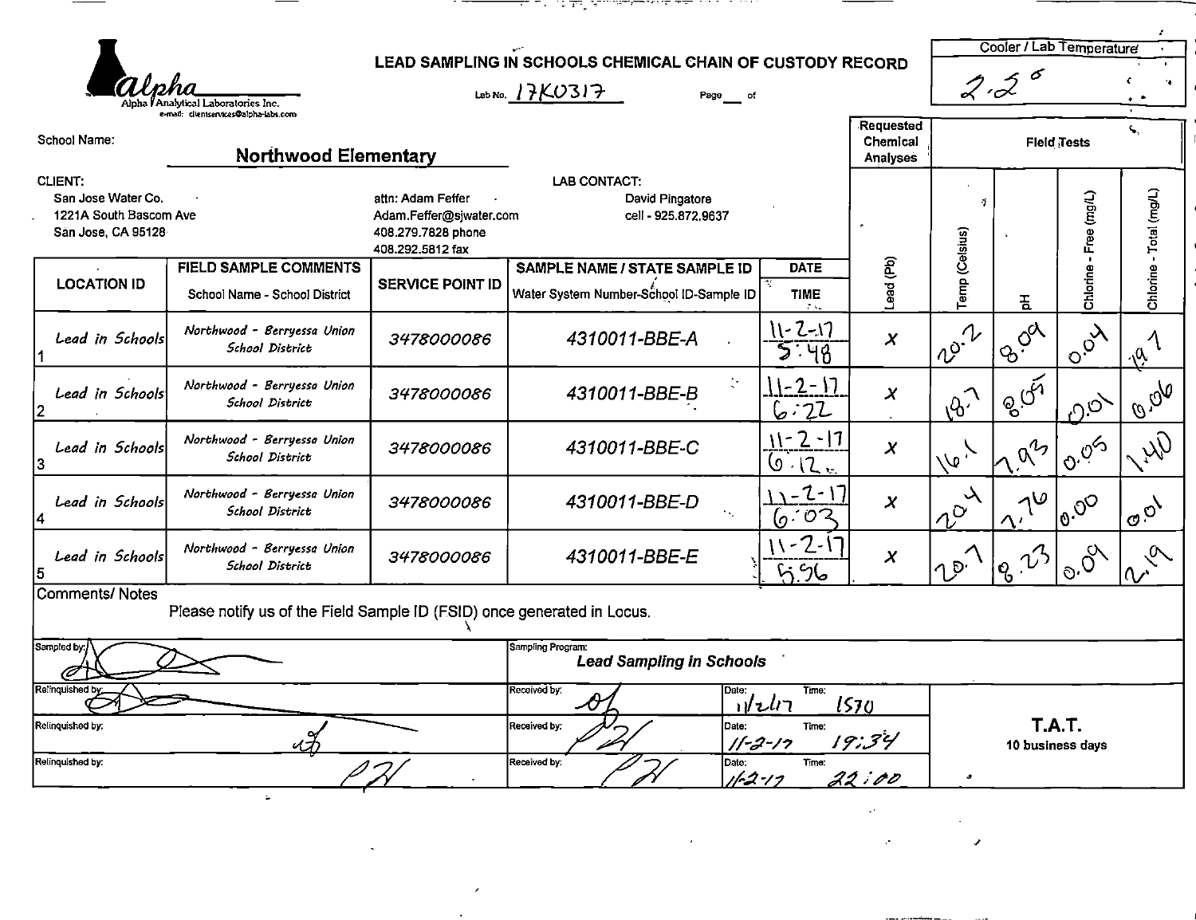# LEAD SAMPLING IN SCHOOLS CHEMICAL CHAIN OF CUSTODY RECORD

Alpha Analytical Laboratories Inc.
e-mail: clientservices@alpha-labs.com

Lab No. 17K0317

Page ___ of

Cooler / Lab Temperature: 2.2°

School Name: **Northwood Elementary**

CLIENT:
San Jose Water Co.
1221A South Bascom Ave
San Jose, CA 95128

attn: Adam Feffer
Adam.Feffer@sjwater.com
408.279.7828 phone
408.292.5812 fax

LAB CONTACT:
David Pingatore
cell - 925.872.9637

| LOCATION ID | FIELD SAMPLE COMMENTS<br>School Name - School District | SERVICE POINT ID | SAMPLE NAME / STATE SAMPLE ID<br>Water System Number-School ID-Sample ID | DATE<br>TIME | Requested Chemical Analyses<br>Lead (Pb) | Field Tests<br>Temp (Celsius) | pH | Chlorine - Free (mg/L) | Chlorine - Total (mg/L) |
|---|---|---|---|---|---|---|---|---|---|
| 1 Lead in Schools | Northwood - Berryessa Union School District | 3478000086 | 4310011-BBE-A | 11-2-17<br>5:48 | X | 20.2 | 8.09 | 0.04 | 19.7 |
| 2 Lead in Schools | Northwood - Berryessa Union School District | 3478000086 | 4310011-BBE-B | 11-2-17<br>6:22 | X | 18.7 | 8.05 | 0.01 | 0.06 |
| 3 Lead in Schools | Northwood - Berryessa Union School District | 3478000086 | 4310011-BBE-C | 11-2-17<br>6:12 | X | 16.1 | 7.93 | 0.05 | 1.40 |
| 4 Lead in Schools | Northwood - Berryessa Union School District | 3478000086 | 4310011-BBE-D | 11-2-17<br>6:03 | X | 20.4 | 7.76 | 0.00 | 0.01 |
| 5 Lead in Schools | Northwood - Berryessa Union School District | 3478000086 | 4310011-BBE-E | 11-2-17<br>5:56 | X | 20.7 | 8.23 | 0.09 | 2.19 |

Comments/ Notes

Please notify us of the Field Sample ID (FSID) once generated in Locus.

| | | | |
|---|---|---|---|
| Sampled by: [signature] | Sampling Program: **Lead Sampling in Schools** | | |
| Relinquished by: [signature] | Received by: [signature] | Date: 11/2/17 | Time: 1570 |
| Relinquished by: [signature] | Received by: [signature] | Date: 11-2-17 | Time: 19:34 |
| Relinquished by: [signature] | Received by: [signature] | Date: 11-2-17 | Time: 22:00 |

**T.A.T.**
10 business days